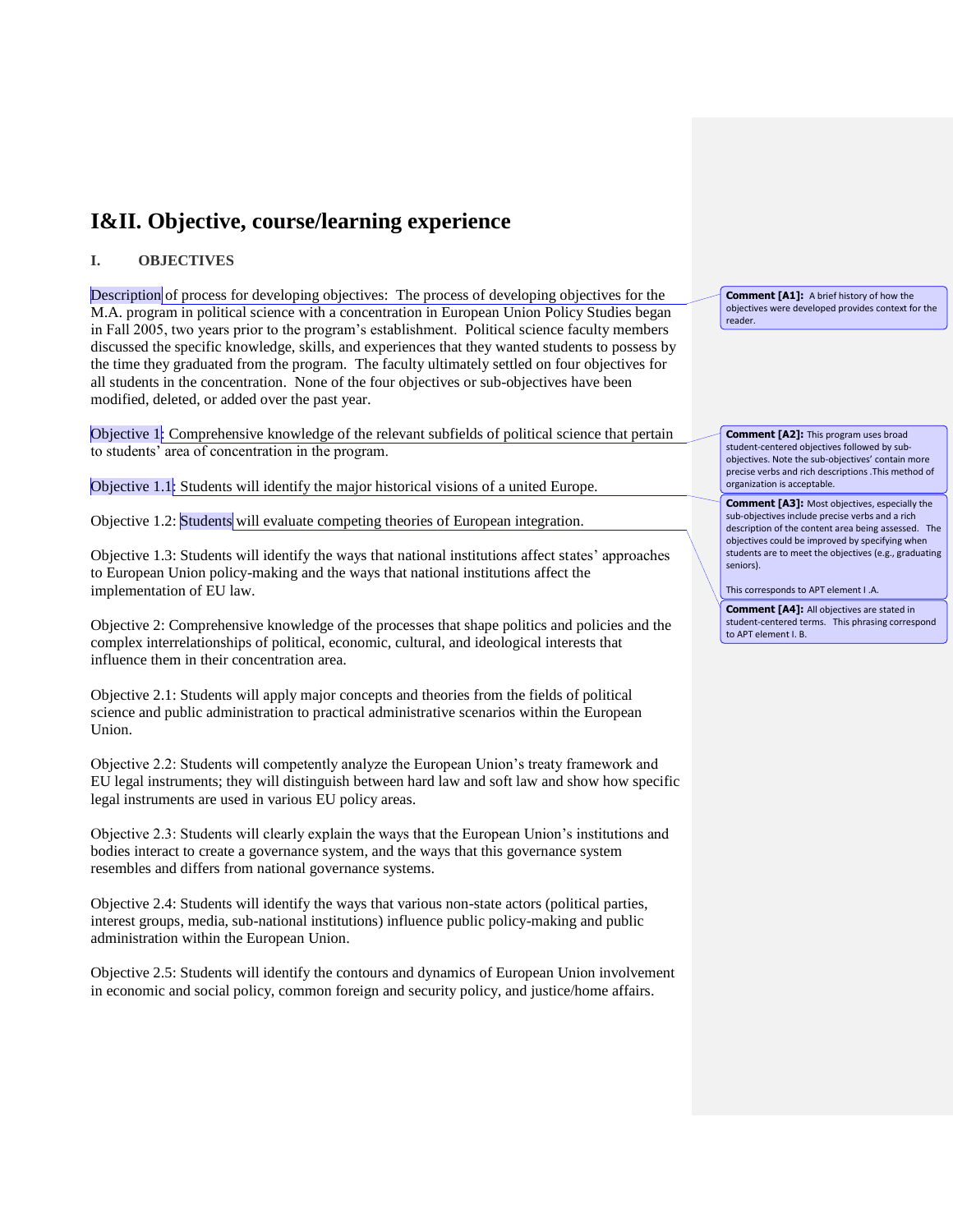# I&II. Objective, course/learning experience

## I. OBJECTIVES

Description of process for developing objectives: The process of developing objectives for the M.A. program in political science with a concentration in European Union Policy Studies began in Fall 2005, two years prior to the program's establishment. Political science faculty members discussed the specific knowledge, skills, and experiences that they wanted students to possess by the time they graduated from the program. The faculty ultimately settled on four objectives for all students in the concentration. None of the four objectives or sub-objectives have been modified, deleted, or added over the past year.

Objective 1: Comprehensive knowledge of the relevant subfields of political science that pertain to students' area of concentration in the program.

Objective 1.1: Students will identify the major historical visions of a united Europe.

Objective 1.2: Students will evaluate competing theories of European integration.

Objective 1.3: Students will identify the ways that national institutions affect states' approaches to European Union policy-making and the ways that national institutions affect the implementation of EU law.

Objective 2: Comprehensive knowledge of the processes that shape politics and policies and the complex interrelationships of political, economic, cultural, and ideological interests that influence them in their concentration area.

Objective 2.1: Students will apply major concepts and theories from the fields of political science and public administration to practical administrative scenarios within the European Union.

Objective 2.2: Students will competently analyze the European Union's treaty framework and EU legal instruments; they will distinguish between hard law and soft law and show how specific legal instruments are used in various EU policy areas.

Objective 2.3: Students will clearly explain the ways that the European Union's institutions and bodies interact to create a governance system, and the ways that this governance system resembles and differs from national governance systems.

Objective 2.4: Students will identify the ways that various non-state actors (political parties, interest groups, media, sub-national institutions) influence public policy-making and public administration within the European Union.

Objective 2.5: Students will identify the contours and dynamics of European Union involvement in economic and social policy, common foreign and security policy, and justice/home affairs.

**Comment [A1]:** A brief history of how the objectives were developed provides context for the reader.

**Comment [A2]:** This program uses broad student-centered objectives followed by sub-objectives. Note the sub-objectives' contain more precise verbs and rich descriptions .This method of organization is acceptable.

**Comment [A3]:** Most objectives, especially the sub-objectives include precise verbs and a rich description of the content area being assessed. The objectives could be improved by specifying when students are to meet the objectives (e.g., graduating seniors).

This corresponds to APT element I .A.

**Comment [A4]:** All objectives are stated in student-centered terms. This phrasing correspond to APT element I. B.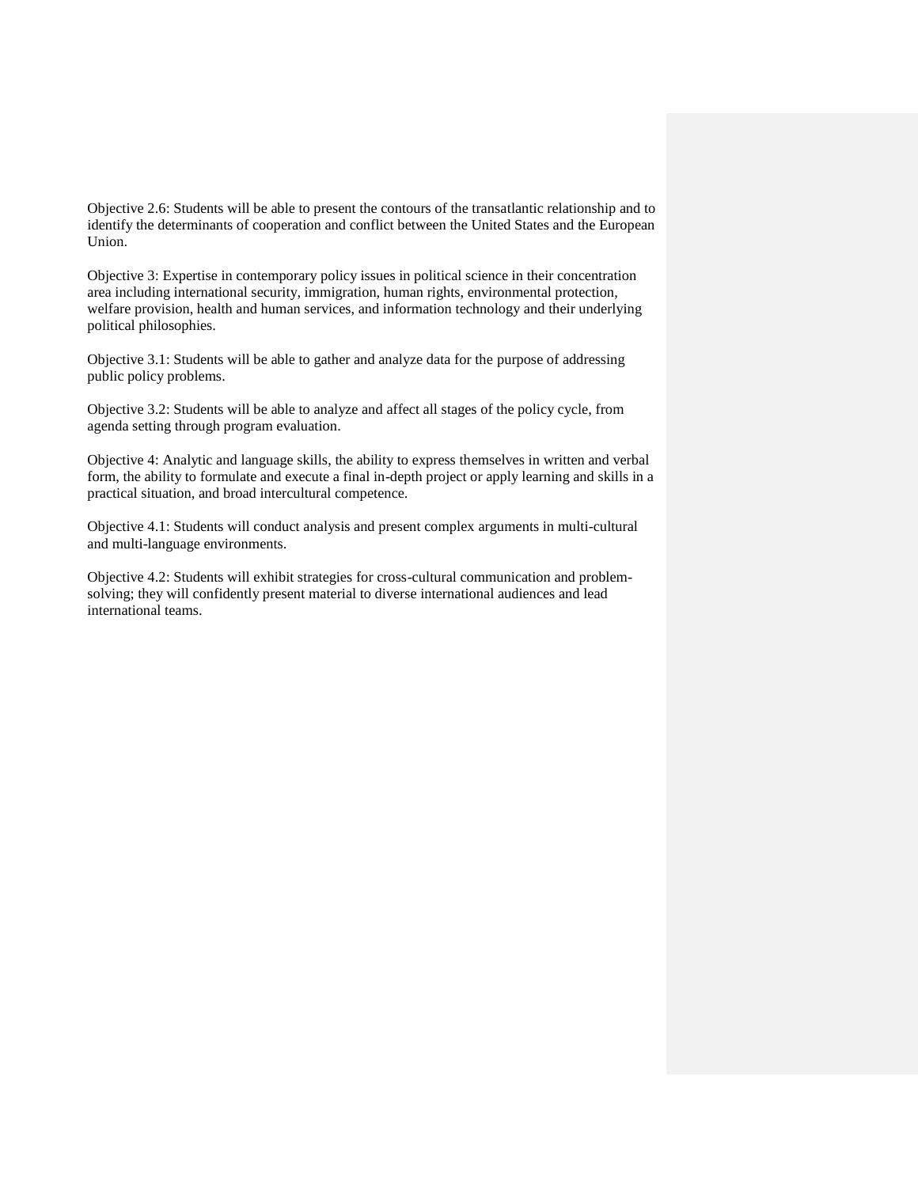Objective 2.6: Students will be able to present the contours of the transatlantic relationship and to identify the determinants of cooperation and conflict between the United States and the European Union.

Objective 3: Expertise in contemporary policy issues in political science in their concentration area including international security, immigration, human rights, environmental protection, welfare provision, health and human services, and information technology and their underlying political philosophies.

Objective 3.1: Students will be able to gather and analyze data for the purpose of addressing public policy problems.

Objective 3.2: Students will be able to analyze and affect all stages of the policy cycle, from agenda setting through program evaluation.

Objective 4: Analytic and language skills, the ability to express themselves in written and verbal form, the ability to formulate and execute a final in-depth project or apply learning and skills in a practical situation, and broad intercultural competence.

Objective 4.1: Students will conduct analysis and present complex arguments in multi-cultural and multi-language environments.

Objective 4.2: Students will exhibit strategies for cross-cultural communication and problem-solving; they will confidently present material to diverse international audiences and lead international teams.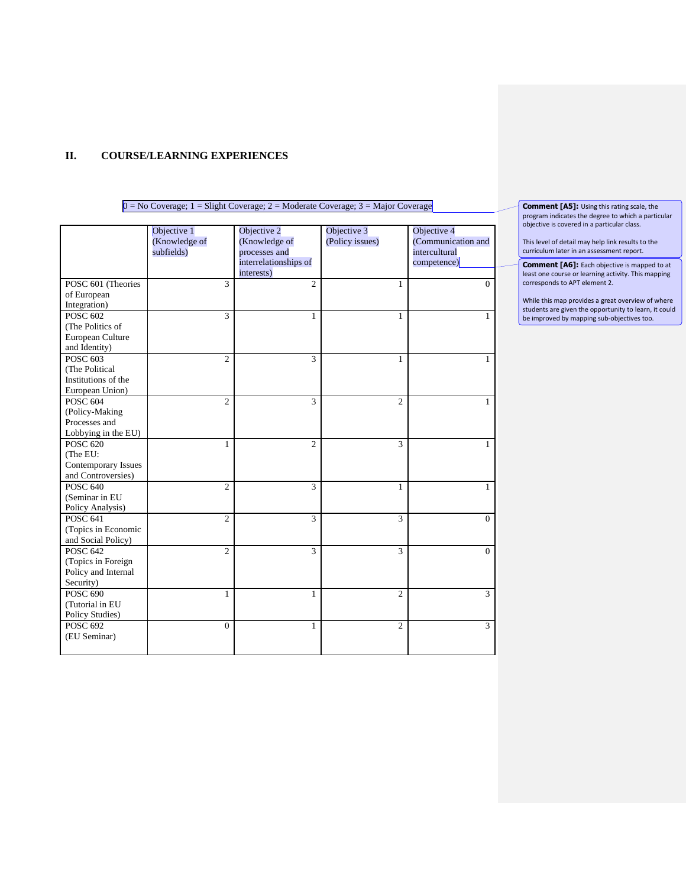## II. COURSE/LEARNING EXPERIENCES

0 = No Coverage; 1 = Slight Coverage; 2 = Moderate Coverage; 3 = Major Coverage

| | Objective 1 (Knowledge of subfields) | Objective 2 (Knowledge of processes and interrelationships of interests) | Objective 3 (Policy issues) | Objective 4 (Communication and intercultural competence) |
|---|---|---|---|---|
| POSC 601 (Theories of European Integration) | 3 | 2 | 1 | 0 |
| POSC 602 (The Politics of European Culture and Identity) | 3 | 1 | 1 | 1 |
| POSC 603 (The Political Institutions of the European Union) | 2 | 3 | 1 | 1 |
| POSC 604 (Policy-Making Processes and Lobbying in the EU) | 2 | 3 | 2 | 1 |
| POSC 620 (The EU: Contemporary Issues and Controversies) | 1 | 2 | 3 | 1 |
| POSC 640 (Seminar in EU Policy Analysis) | 2 | 3 | 1 | 1 |
| POSC 641 (Topics in Economic and Social Policy) | 2 | 3 | 3 | 0 |
| POSC 642 (Topics in Foreign Policy and Internal Security) | 2 | 3 | 3 | 0 |
| POSC 690 (Tutorial in EU Policy Studies) | 1 | 1 | 2 | 3 |
| POSC 692 (EU Seminar) | 0 | 1 | 2 | 3 |

**Comment [A5]:** Using this rating scale, the program indicates the degree to which a particular objective is covered in a particular class.

This level of detail may help link results to the curriculum later in an assessment report.

**Comment [A6]:** Each objective is mapped to at least one course or learning activity. This mapping corresponds to APT element 2.

While this map provides a great overview of where students are given the opportunity to learn, it could be improved by mapping sub-objectives too.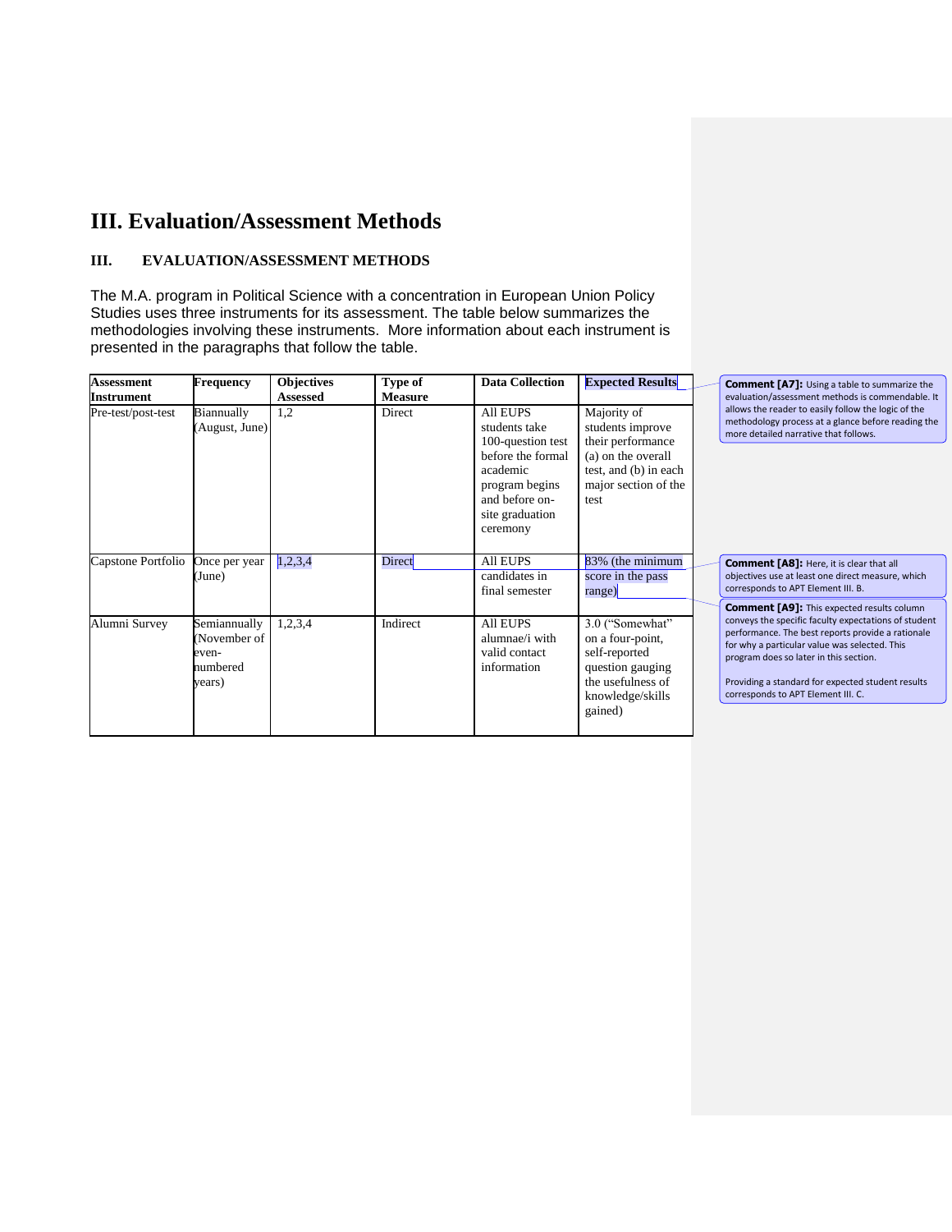# III. Evaluation/Assessment Methods

## III. EVALUATION/ASSESSMENT METHODS

The M.A. program in Political Science with a concentration in European Union Policy Studies uses three instruments for its assessment. The table below summarizes the methodologies involving these instruments. More information about each instrument is presented in the paragraphs that follow the table.

| Assessment Instrument | Frequency | Objectives Assessed | Type of Measure | Data Collection | Expected Results |
|---|---|---|---|---|---|
| Pre-test/post-test | Biannually (August, June) | 1,2 | Direct | All EUPS students take 100-question test before the formal academic program begins and before on-site graduation ceremony | Majority of students improve their performance (a) on the overall test, and (b) in each major section of the test |
| Capstone Portfolio | Once per year (June) | 1,2,3,4 | Direct | All EUPS candidates in final semester | 83% (the minimum score in the pass range) |
| Alumni Survey | Semiannually (November of even-numbered years) | 1,2,3,4 | Indirect | All EUPS alumnae/i with valid contact information | 3.0 ("Somewhat" on a four-point, self-reported question gauging the usefulness of knowledge/skills gained) |

**Comment [A7]:** Using a table to summarize the evaluation/assessment methods is commendable. It allows the reader to easily follow the logic of the methodology process at a glance before reading the more detailed narrative that follows.

**Comment [A8]:** Here, it is clear that all objectives use at least one direct measure, which corresponds to APT Element III. B.

**Comment [A9]:** This expected results column conveys the specific faculty expectations of student performance. The best reports provide a rationale for why a particular value was selected. This program does so later in this section.

Providing a standard for expected student results corresponds to APT Element III. C.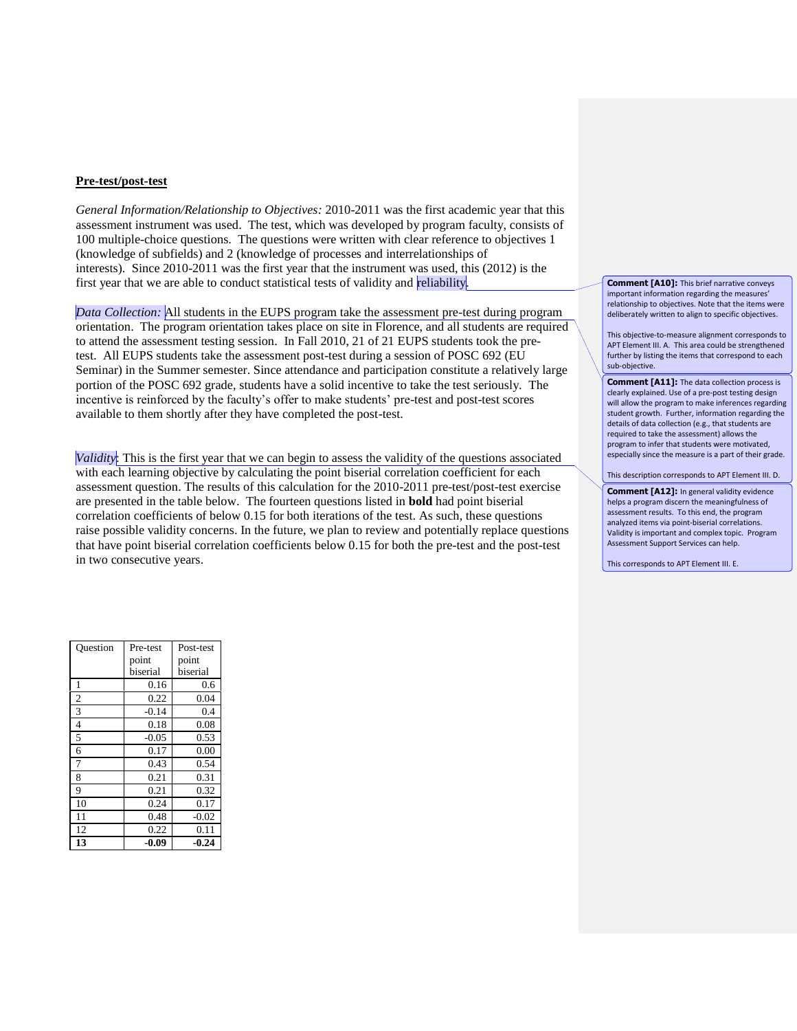**Pre-test/post-test**

*General Information/Relationship to Objectives:* 2010-2011 was the first academic year that this assessment instrument was used. The test, which was developed by program faculty, consists of 100 multiple-choice questions. The questions were written with clear reference to objectives 1 (knowledge of subfields) and 2 (knowledge of processes and interrelationships of interests). Since 2010-2011 was the first year that the instrument was used, this (2012) is the first year that we are able to conduct statistical tests of validity and reliability.

*Data Collection:* All students in the EUPS program take the assessment pre-test during program orientation. The program orientation takes place on site in Florence, and all students are required to attend the assessment testing session. In Fall 2010, 21 of 21 EUPS students took the pre-test. All EUPS students take the assessment post-test during a session of POSC 692 (EU Seminar) in the Summer semester. Since attendance and participation constitute a relatively large portion of the POSC 692 grade, students have a solid incentive to take the test seriously. The incentive is reinforced by the faculty's offer to make students' pre-test and post-test scores available to them shortly after they have completed the post-test.

*Validity*: This is the first year that we can begin to assess the validity of the questions associated with each learning objective by calculating the point biserial correlation coefficient for each assessment question. The results of this calculation for the 2010-2011 pre-test/post-test exercise are presented in the table below. The fourteen questions listed in **bold** had point biserial correlation coefficients of below 0.15 for both iterations of the test. As such, these questions raise possible validity concerns. In the future, we plan to review and potentially replace questions that have point biserial correlation coefficients below 0.15 for both the pre-test and the post-test in two consecutive years.

| Question | Pre-test point biserial | Post-test point biserial |
|---|---|---|
| 1 | 0.16 | 0.6 |
| 2 | 0.22 | 0.04 |
| 3 | -0.14 | 0.4 |
| 4 | 0.18 | 0.08 |
| 5 | -0.05 | 0.53 |
| 6 | 0.17 | 0.00 |
| 7 | 0.43 | 0.54 |
| 8 | 0.21 | 0.31 |
| 9 | 0.21 | 0.32 |
| 10 | 0.24 | 0.17 |
| 11 | 0.48 | -0.02 |
| 12 | 0.22 | 0.11 |
| **13** | **-0.09** | **-0.24** |

**Comment [A10]:** This brief narrative conveys important information regarding the measures' relationship to objectives. Note that the items were deliberately written to align to specific objectives.

This objective-to-measure alignment corresponds to APT Element III. A. This area could be strengthened further by listing the items that correspond to each sub-objective.

**Comment [A11]:** The data collection process is clearly explained. Use of a pre-post testing design will allow the program to make inferences regarding student growth. Further, information regarding the details of data collection (e.g., that students are required to take the assessment) allows the program to infer that students were motivated, especially since the measure is a part of their grade.

This description corresponds to APT Element III. D.

**Comment [A12]:** In general validity evidence helps a program discern the meaningfulness of assessment results. To this end, the program analyzed items via point-biserial correlations. Validity is important and complex topic. Program Assessment Support Services can help.

This corresponds to APT Element III. E.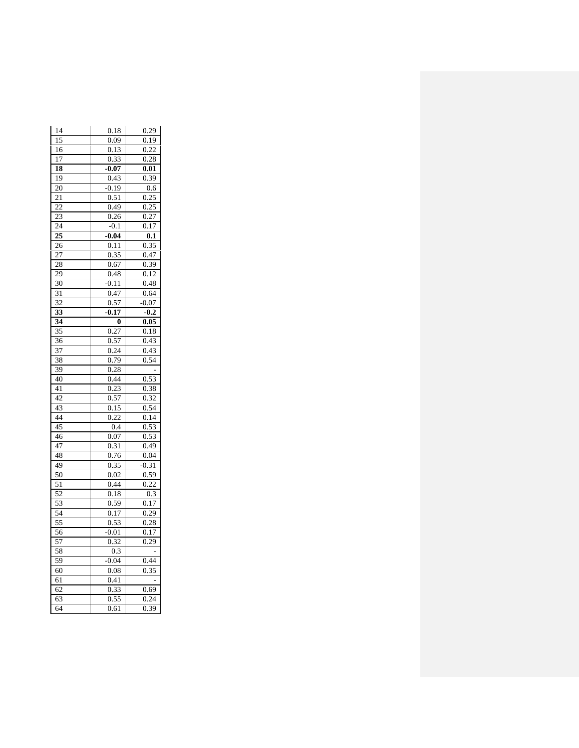| | | |
|---|---|---|
| 14 | 0.18 | 0.29 |
| 15 | 0.09 | 0.19 |
| 16 | 0.13 | 0.22 |
| 17 | 0.33 | 0.28 |
| **18** | **-0.07** | **0.01** |
| 19 | 0.43 | 0.39 |
| 20 | -0.19 | 0.6 |
| 21 | 0.51 | 0.25 |
| 22 | 0.49 | 0.25 |
| 23 | 0.26 | 0.27 |
| 24 | -0.1 | 0.17 |
| **25** | **-0.04** | **0.1** |
| 26 | 0.11 | 0.35 |
| 27 | 0.35 | 0.47 |
| 28 | 0.67 | 0.39 |
| 29 | 0.48 | 0.12 |
| 30 | -0.11 | 0.48 |
| 31 | 0.47 | 0.64 |
| 32 | 0.57 | -0.07 |
| **33** | **-0.17** | **-0.2** |
| **34** | **0** | **0.05** |
| 35 | 0.27 | 0.18 |
| 36 | 0.57 | 0.43 |
| 37 | 0.24 | 0.43 |
| 38 | 0.79 | 0.54 |
| 39 | 0.28 | - |
| 40 | 0.44 | 0.53 |
| 41 | 0.23 | 0.38 |
| 42 | 0.57 | 0.32 |
| 43 | 0.15 | 0.54 |
| 44 | 0.22 | 0.14 |
| 45 | 0.4 | 0.53 |
| 46 | 0.07 | 0.53 |
| 47 | 0.31 | 0.49 |
| 48 | 0.76 | 0.04 |
| 49 | 0.35 | -0.31 |
| 50 | 0.02 | 0.59 |
| 51 | 0.44 | 0.22 |
| 52 | 0.18 | 0.3 |
| 53 | 0.59 | 0.17 |
| 54 | 0.17 | 0.29 |
| 55 | 0.53 | 0.28 |
| 56 | -0.01 | 0.17 |
| 57 | 0.32 | 0.29 |
| 58 | 0.3 | - |
| 59 | -0.04 | 0.44 |
| 60 | 0.08 | 0.35 |
| 61 | 0.41 | - |
| 62 | 0.33 | 0.69 |
| 63 | 0.55 | 0.24 |
| 64 | 0.61 | 0.39 |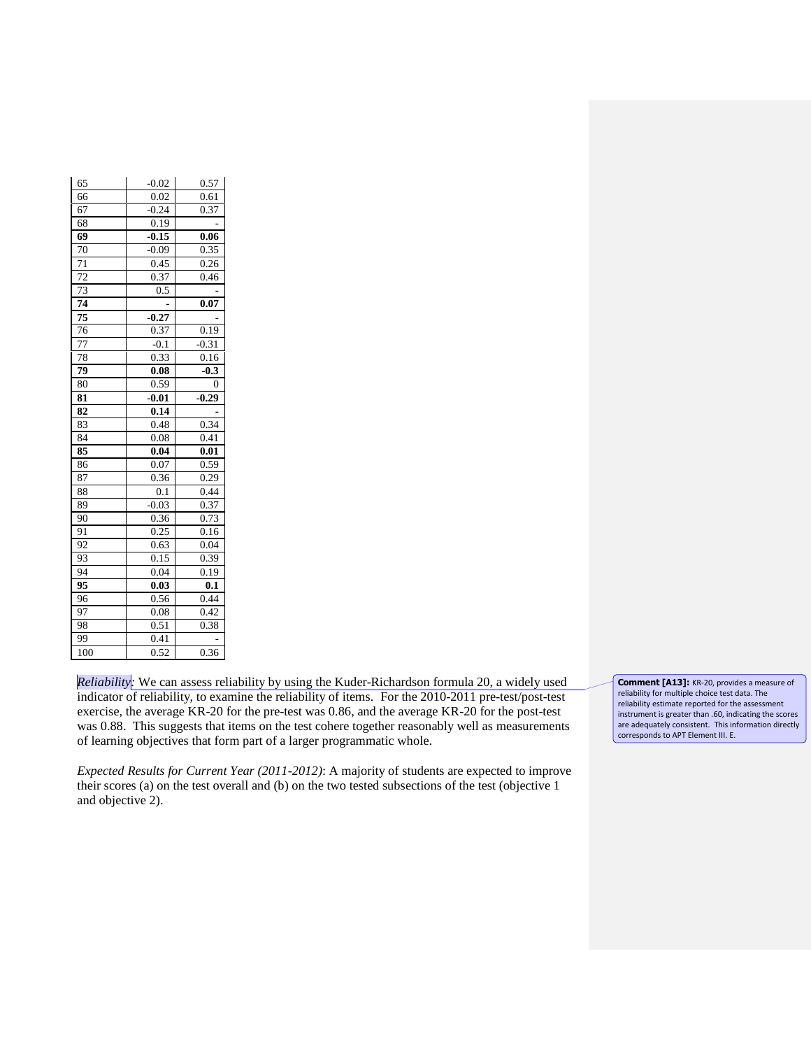| | | |
|---|---|---|
| 65 | -0.02 | 0.57 |
| 66 | 0.02 | 0.61 |
| 67 | -0.24 | 0.37 |
| 68 | 0.19 | - |
| **69** | **-0.15** | **0.06** |
| 70 | -0.09 | 0.35 |
| 71 | 0.45 | 0.26 |
| 72 | 0.37 | 0.46 |
| 73 | 0.5 | - |
| **74** | **-** | **0.07** |
| **75** | **-0.27** | **-** |
| 76 | 0.37 | 0.19 |
| 77 | -0.1 | -0.31 |
| 78 | 0.33 | 0.16 |
| **79** | **0.08** | **-0.3** |
| 80 | 0.59 | 0 |
| **81** | **-0.01** | **-0.29** |
| **82** | **0.14** | **-** |
| 83 | 0.48 | 0.34 |
| 84 | 0.08 | 0.41 |
| **85** | **0.04** | **0.01** |
| 86 | 0.07 | 0.59 |
| 87 | 0.36 | 0.29 |
| 88 | 0.1 | 0.44 |
| 89 | -0.03 | 0.37 |
| 90 | 0.36 | 0.73 |
| 91 | 0.25 | 0.16 |
| 92 | 0.63 | 0.04 |
| 93 | 0.15 | 0.39 |
| 94 | 0.04 | 0.19 |
| **95** | **0.03** | **0.1** |
| 96 | 0.56 | 0.44 |
| 97 | 0.08 | 0.42 |
| 98 | 0.51 | 0.38 |
| 99 | 0.41 | - |
| 100 | 0.52 | 0.36 |

*Reliability*: We can assess reliability by using the Kuder-Richardson formula 20, a widely used indicator of reliability, to examine the reliability of items. For the 2010-2011 pre-test/post-test exercise, the average KR-20 for the pre-test was 0.86, and the average KR-20 for the post-test was 0.88. This suggests that items on the test cohere together reasonably well as measurements of learning objectives that form part of a larger programmatic whole.

**Comment [A13]:** KR-20, provides a measure of reliability for multiple choice test data. The reliability estimate reported for the assessment instrument is greater than .60, indicating the scores are adequately consistent. This information directly corresponds to APT Element III. E.

*Expected Results for Current Year (2011-2012)*: A majority of students are expected to improve their scores (a) on the test overall and (b) on the two tested subsections of the test (objective 1 and objective 2).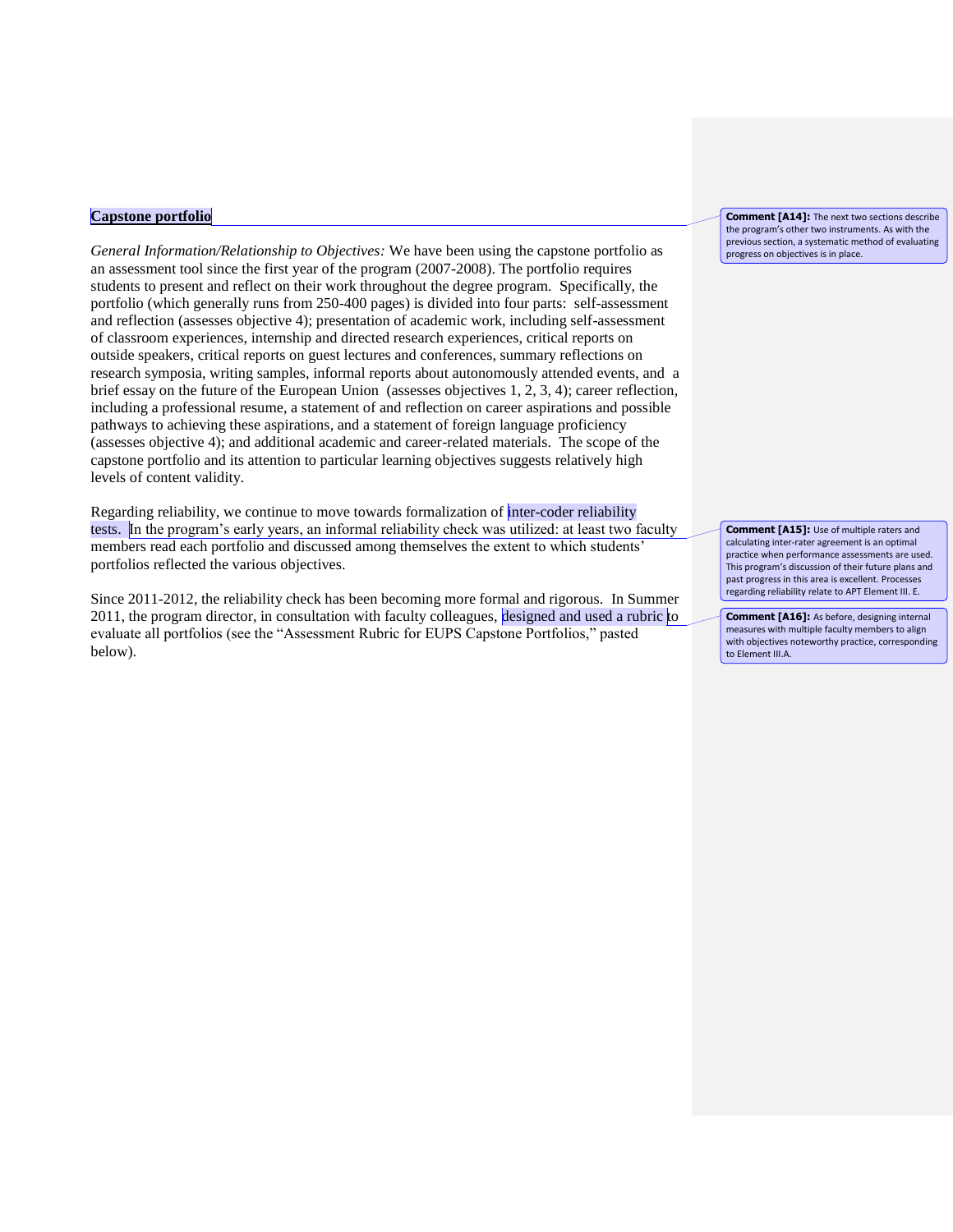**Capstone portfolio**

*General Information/Relationship to Objectives:* We have been using the capstone portfolio as an assessment tool since the first year of the program (2007-2008). The portfolio requires students to present and reflect on their work throughout the degree program. Specifically, the portfolio (which generally runs from 250-400 pages) is divided into four parts: self-assessment and reflection (assesses objective 4); presentation of academic work, including self-assessment of classroom experiences, internship and directed research experiences, critical reports on outside speakers, critical reports on guest lectures and conferences, summary reflections on research symposia, writing samples, informal reports about autonomously attended events, and a brief essay on the future of the European Union (assesses objectives 1, 2, 3, 4); career reflection, including a professional resume, a statement of and reflection on career aspirations and possible pathways to achieving these aspirations, and a statement of foreign language proficiency (assesses objective 4); and additional academic and career-related materials. The scope of the capstone portfolio and its attention to particular learning objectives suggests relatively high levels of content validity.

Regarding reliability, we continue to move towards formalization of inter-coder reliability tests. In the program's early years, an informal reliability check was utilized: at least two faculty members read each portfolio and discussed among themselves the extent to which students' portfolios reflected the various objectives.

Since 2011-2012, the reliability check has been becoming more formal and rigorous. In Summer 2011, the program director, in consultation with faculty colleagues, designed and used a rubric to evaluate all portfolios (see the "Assessment Rubric for EUPS Capstone Portfolios," pasted below).

**Comment [A14]:** The next two sections describe the program's other two instruments. As with the previous section, a systematic method of evaluating progress on objectives is in place.

**Comment [A15]:** Use of multiple raters and calculating inter-rater agreement is an optimal practice when performance assessments are used. This program's discussion of their future plans and past progress in this area is excellent. Processes regarding reliability relate to APT Element III. E.

**Comment [A16]:** As before, designing internal measures with multiple faculty members to align with objectives noteworthy practice, corresponding to Element III.A.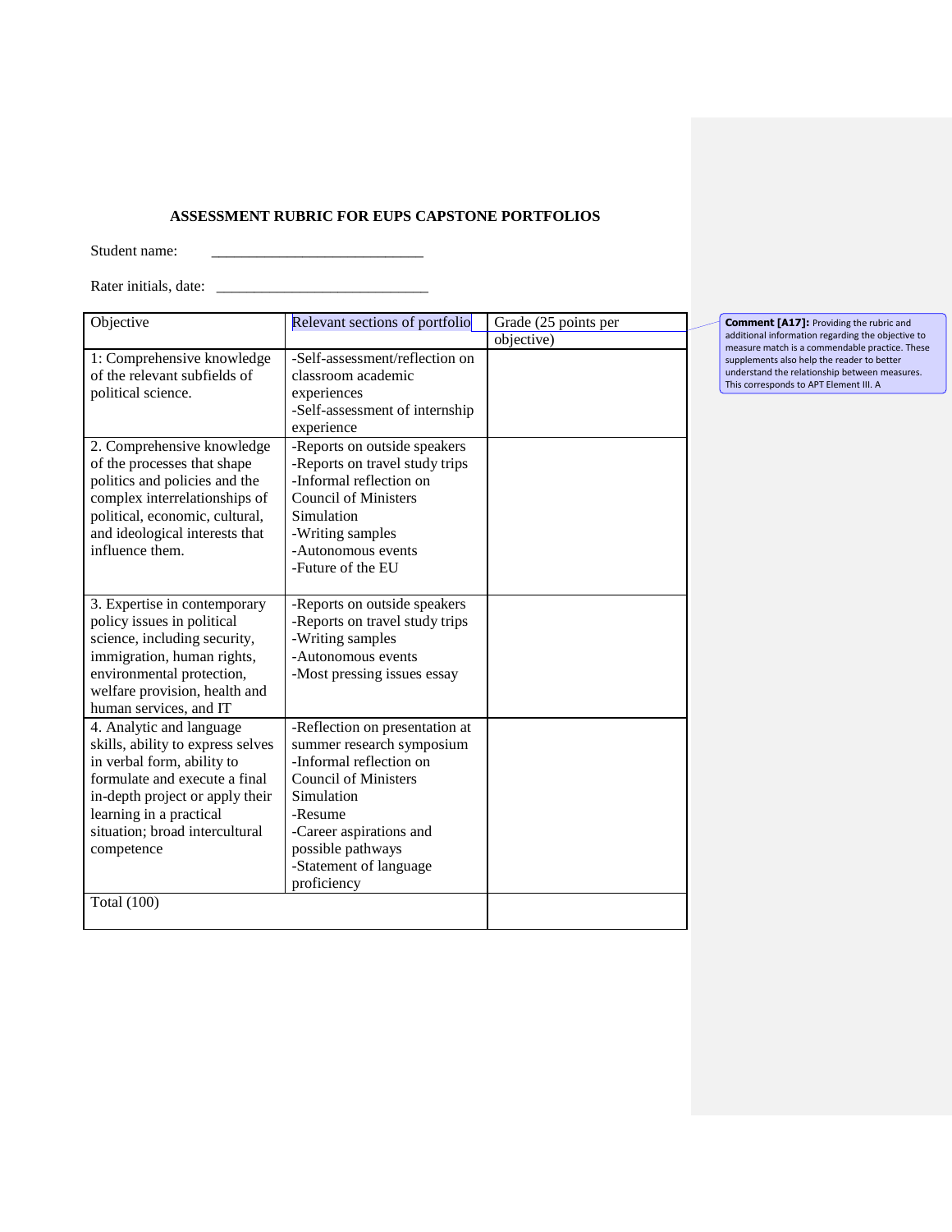**ASSESSMENT RUBRIC FOR EUPS CAPSTONE PORTFOLIOS**

Student name: ____________________________

Rater initials, date: ____________________________

| Objective | Relevant sections of portfolio | Grade (25 points per objective) |
|---|---|---|
| 1: Comprehensive knowledge of the relevant subfields of political science. | -Self-assessment/reflection on classroom academic experiences<br>-Self-assessment of internship experience | |
| 2. Comprehensive knowledge of the processes that shape politics and policies and the complex interrelationships of political, economic, cultural, and ideological interests that influence them. | -Reports on outside speakers<br>-Reports on travel study trips<br>-Informal reflection on Council of Ministers Simulation<br>-Writing samples<br>-Autonomous events<br>-Future of the EU | |
| 3. Expertise in contemporary policy issues in political science, including security, immigration, human rights, environmental protection, welfare provision, health and human services, and IT | -Reports on outside speakers<br>-Reports on travel study trips<br>-Writing samples<br>-Autonomous events<br>-Most pressing issues essay | |
| 4. Analytic and language skills, ability to express selves in verbal form, ability to formulate and execute a final in-depth project or apply their learning in a practical situation; broad intercultural competence | -Reflection on presentation at summer research symposium<br>-Informal reflection on Council of Ministers Simulation<br>-Resume<br>-Career aspirations and possible pathways<br>-Statement of language proficiency | |
| Total (100) | | |

**Comment [A17]:** Providing the rubric and additional information regarding the objective to measure match is a commendable practice. These supplements also help the reader to better understand the relationship between measures. This corresponds to APT Element III. A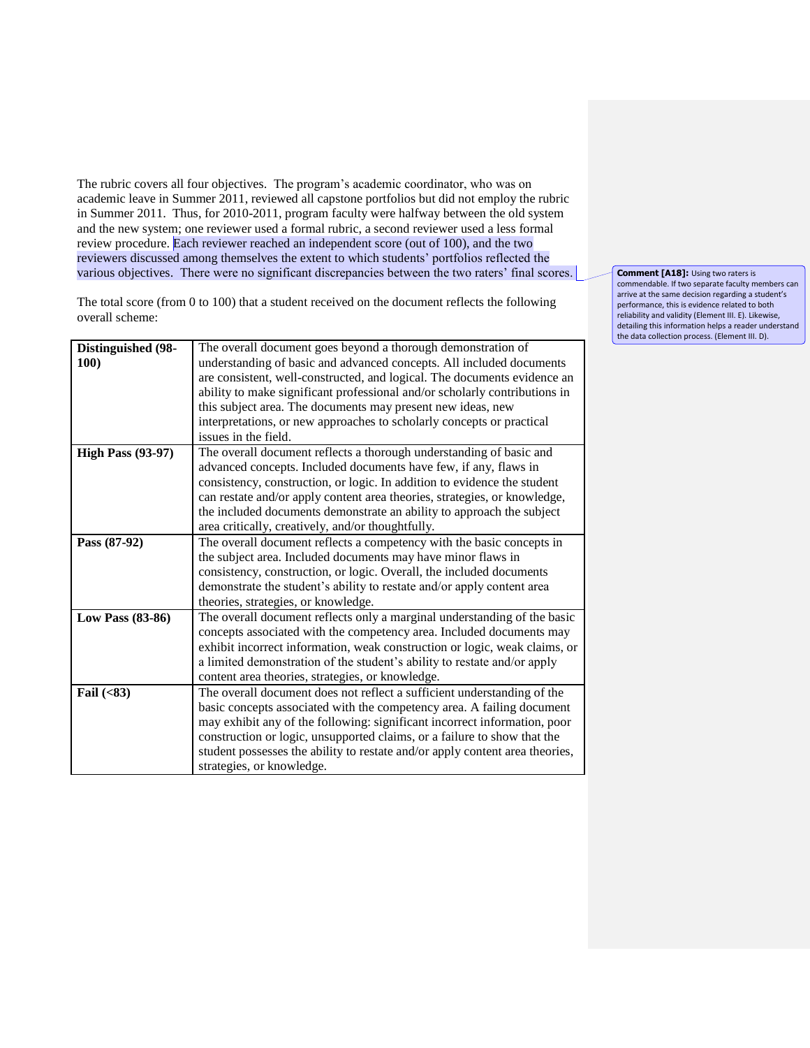The rubric covers all four objectives. The program's academic coordinator, who was on academic leave in Summer 2011, reviewed all capstone portfolios but did not employ the rubric in Summer 2011. Thus, for 2010-2011, program faculty were halfway between the old system and the new system; one reviewer used a formal rubric, a second reviewer used a less formal review procedure. Each reviewer reached an independent score (out of 100), and the two reviewers discussed among themselves the extent to which students' portfolios reflected the various objectives. There were no significant discrepancies between the two raters' final scores.

**Comment [A18]:** Using two raters is commendable. If two separate faculty members can arrive at the same decision regarding a student's performance, this is evidence related to both reliability and validity (Element III. E). Likewise, detailing this information helps a reader understand the data collection process. (Element III. D).

The total score (from 0 to 100) that a student received on the document reflects the following overall scheme:

| | |
|---|---|
| **Distinguished (98-100)** | The overall document goes beyond a thorough demonstration of understanding of basic and advanced concepts. All included documents are consistent, well-constructed, and logical. The documents evidence an ability to make significant professional and/or scholarly contributions in this subject area. The documents may present new ideas, new interpretations, or new approaches to scholarly concepts or practical issues in the field. |
| **High Pass (93-97)** | The overall document reflects a thorough understanding of basic and advanced concepts. Included documents have few, if any, flaws in consistency, construction, or logic. In addition to evidence the student can restate and/or apply content area theories, strategies, or knowledge, the included documents demonstrate an ability to approach the subject area critically, creatively, and/or thoughtfully. |
| **Pass (87-92)** | The overall document reflects a competency with the basic concepts in the subject area. Included documents may have minor flaws in consistency, construction, or logic. Overall, the included documents demonstrate the student's ability to restate and/or apply content area theories, strategies, or knowledge. |
| **Low Pass (83-86)** | The overall document reflects only a marginal understanding of the basic concepts associated with the competency area. Included documents may exhibit incorrect information, weak construction or logic, weak claims, or a limited demonstration of the student's ability to restate and/or apply content area theories, strategies, or knowledge. |
| **Fail (<83)** | The overall document does not reflect a sufficient understanding of the basic concepts associated with the competency area. A failing document may exhibit any of the following: significant incorrect information, poor construction or logic, unsupported claims, or a failure to show that the student possesses the ability to restate and/or apply content area theories, strategies, or knowledge. |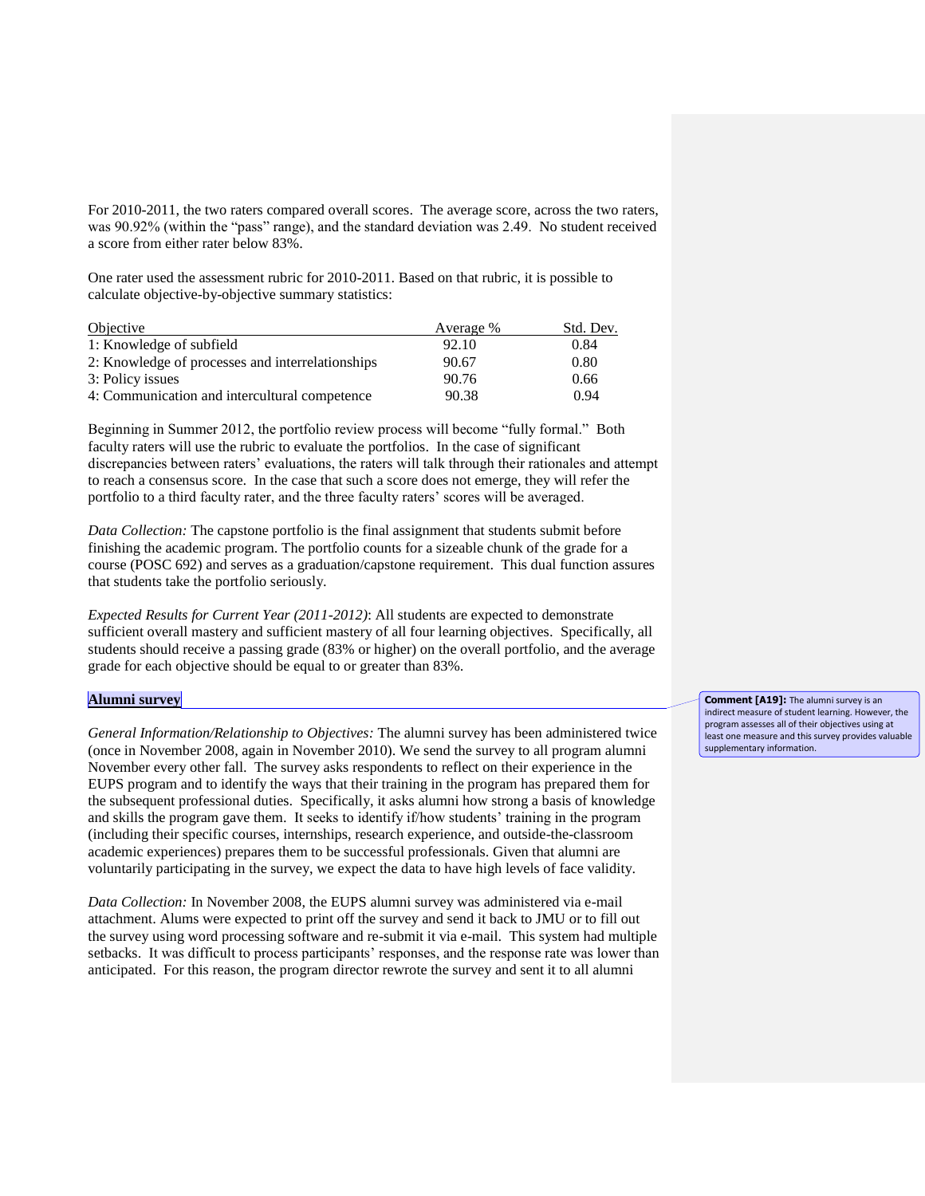For 2010-2011, the two raters compared overall scores. The average score, across the two raters, was 90.92% (within the "pass" range), and the standard deviation was 2.49. No student received a score from either rater below 83%.

One rater used the assessment rubric for 2010-2011. Based on that rubric, it is possible to calculate objective-by-objective summary statistics:

| Objective | Average % | Std. Dev. |
|---|---|---|
| 1: Knowledge of subfield | 92.10 | 0.84 |
| 2: Knowledge of processes and interrelationships | 90.67 | 0.80 |
| 3: Policy issues | 90.76 | 0.66 |
| 4: Communication and intercultural competence | 90.38 | 0.94 |

Beginning in Summer 2012, the portfolio review process will become "fully formal." Both faculty raters will use the rubric to evaluate the portfolios. In the case of significant discrepancies between raters' evaluations, the raters will talk through their rationales and attempt to reach a consensus score. In the case that such a score does not emerge, they will refer the portfolio to a third faculty rater, and the three faculty raters' scores will be averaged.

*Data Collection:* The capstone portfolio is the final assignment that students submit before finishing the academic program. The portfolio counts for a sizeable chunk of the grade for a course (POSC 692) and serves as a graduation/capstone requirement. This dual function assures that students take the portfolio seriously.

*Expected Results for Current Year (2011-2012)*: All students are expected to demonstrate sufficient overall mastery and sufficient mastery of all four learning objectives. Specifically, all students should receive a passing grade (83% or higher) on the overall portfolio, and the average grade for each objective should be equal to or greater than 83%.

**Alumni survey**

**Comment [A19]:** The alumni survey is an indirect measure of student learning. However, the program assesses all of their objectives using at least one measure and this survey provides valuable supplementary information.

*General Information/Relationship to Objectives:* The alumni survey has been administered twice (once in November 2008, again in November 2010). We send the survey to all program alumni November every other fall. The survey asks respondents to reflect on their experience in the EUPS program and to identify the ways that their training in the program has prepared them for the subsequent professional duties. Specifically, it asks alumni how strong a basis of knowledge and skills the program gave them. It seeks to identify if/how students' training in the program (including their specific courses, internships, research experience, and outside-the-classroom academic experiences) prepares them to be successful professionals. Given that alumni are voluntarily participating in the survey, we expect the data to have high levels of face validity.

*Data Collection:* In November 2008, the EUPS alumni survey was administered via e-mail attachment. Alums were expected to print off the survey and send it back to JMU or to fill out the survey using word processing software and re-submit it via e-mail. This system had multiple setbacks. It was difficult to process participants' responses, and the response rate was lower than anticipated. For this reason, the program director rewrote the survey and sent it to all alumni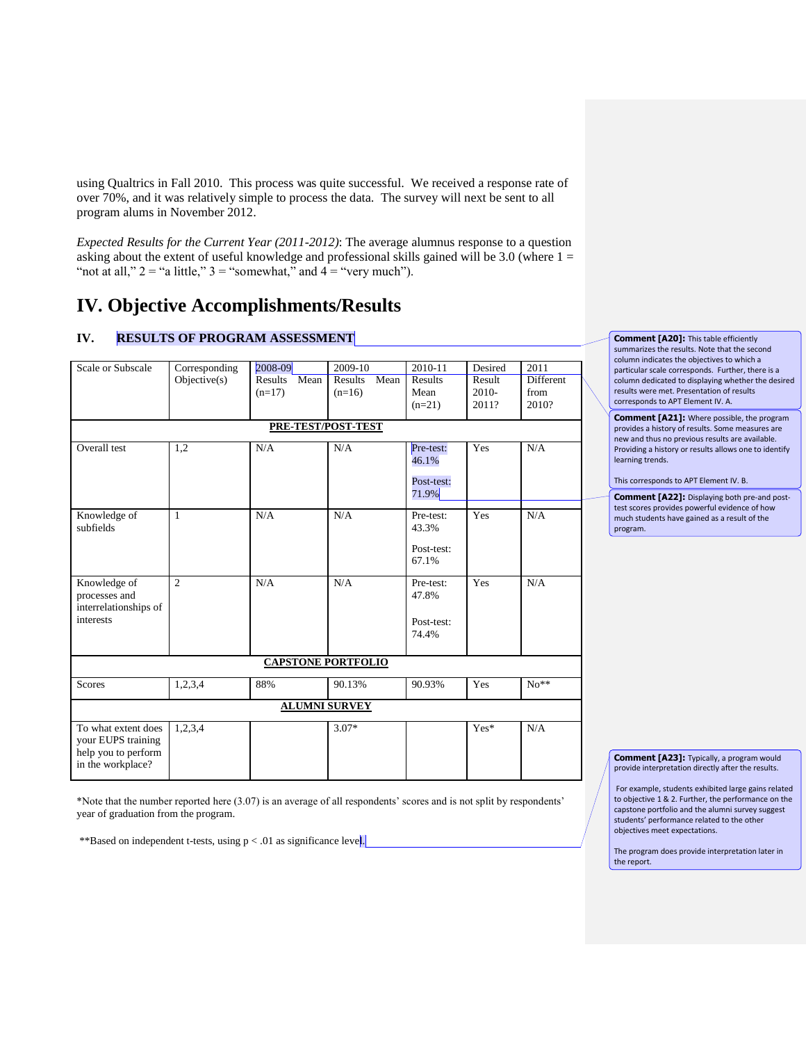using Qualtrics in Fall 2010. This process was quite successful. We received a response rate of over 70%, and it was relatively simple to process the data. The survey will next be sent to all program alums in November 2012.

*Expected Results for the Current Year (2011-2012)*: The average alumnus response to a question asking about the extent of useful knowledge and professional skills gained will be 3.0 (where 1 = "not at all," 2 = "a little," 3 = "somewhat," and 4 = "very much").

# IV. Objective Accomplishments/Results

## IV. RESULTS OF PROGRAM ASSESSMENT

| Scale or Subscale | Corresponding Objective(s) | 2008-09 Results Mean (n=17) | 2009-10 Results Mean (n=16) | 2010-11 Results Mean (n=21) | Desired Result 2010-2011? | 2011 Different from 2010? |
|---|---|---|---|---|---|---|
| **PRE-TEST/POST-TEST** | | | | | | |
| Overall test | 1,2 | N/A | N/A | Pre-test: 46.1%<br>Post-test: 71.9% | Yes | N/A |
| Knowledge of subfields | 1 | N/A | N/A | Pre-test: 43.3%<br>Post-test: 67.1% | Yes | N/A |
| Knowledge of processes and interrelationships of interests | 2 | N/A | N/A | Pre-test: 47.8%<br>Post-test: 74.4% | Yes | N/A |
| **CAPSTONE PORTFOLIO** | | | | | | |
| Scores | 1,2,3,4 | 88% | 90.13% | 90.93% | Yes | No** |
| **ALUMNI SURVEY** | | | | | | |
| To what extent does your EUPS training help you to perform in the workplace? | 1,2,3,4 | | 3.07* | | Yes* | N/A |

*Note that the number reported here (3.07) is an average of all respondents' scores and is not split by respondents' year of graduation from the program.

**Based on independent t-tests, using $p < .01$ as significance level.

**Comment [A20]:** This table efficiently summarizes the results. Note that the second column indicates the objectives to which a particular scale corresponds. Further, there is a column dedicated to displaying whether the desired results were met. Presentation of results corresponds to APT Element IV. A.

**Comment [A21]:** Where possible, the program provides a history of results. Some measures are new and thus no previous results are available. Providing a history or results allows one to identify learning trends.

This corresponds to APT Element IV. B.

**Comment [A22]:** Displaying both pre-and post-test scores provides powerful evidence of how much students have gained as a result of the program.

**Comment [A23]:** Typically, a program would provide interpretation directly after the results.

For example, students exhibited large gains related to objective 1 & 2. Further, the performance on the capstone portfolio and the alumni survey suggest students' performance related to the other objectives meet expectations.

The program does provide interpretation later in the report.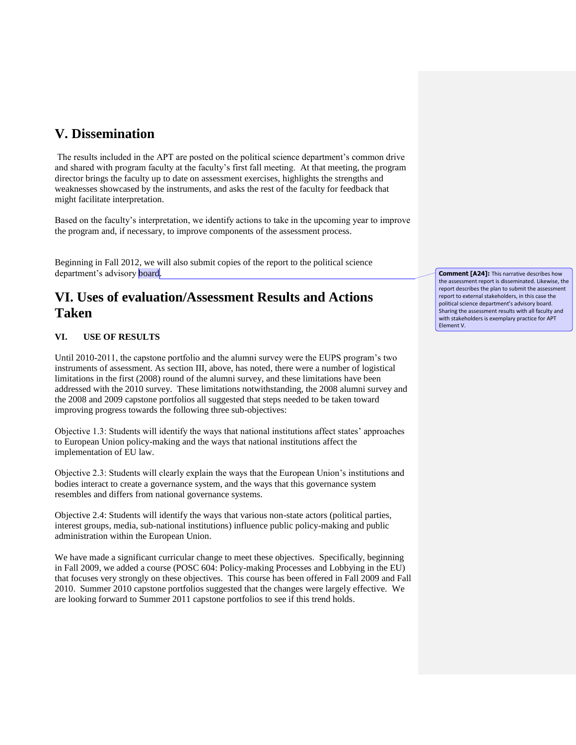## V. Dissemination

The results included in the APT are posted on the political science department's common drive and shared with program faculty at the faculty's first fall meeting. At that meeting, the program director brings the faculty up to date on assessment exercises, highlights the strengths and weaknesses showcased by the instruments, and asks the rest of the faculty for feedback that might facilitate interpretation.

Based on the faculty's interpretation, we identify actions to take in the upcoming year to improve the program and, if necessary, to improve components of the assessment process.

Beginning in Fall 2012, we will also submit copies of the report to the political science department's advisory board.

**Comment [A24]:** This narrative describes how the assessment report is disseminated. Likewise, the report describes the plan to submit the assessment report to external stakeholders, in this case the political science department's advisory board. Sharing the assessment results with all faculty and with stakeholders is exemplary practice for APT Element V.

## VI. Uses of evaluation/Assessment Results and Actions Taken

### VI. USE OF RESULTS

Until 2010-2011, the capstone portfolio and the alumni survey were the EUPS program's two instruments of assessment. As section III, above, has noted, there were a number of logistical limitations in the first (2008) round of the alumni survey, and these limitations have been addressed with the 2010 survey. These limitations notwithstanding, the 2008 alumni survey and the 2008 and 2009 capstone portfolios all suggested that steps needed to be taken toward improving progress towards the following three sub-objectives:

Objective 1.3: Students will identify the ways that national institutions affect states' approaches to European Union policy-making and the ways that national institutions affect the implementation of EU law.

Objective 2.3: Students will clearly explain the ways that the European Union's institutions and bodies interact to create a governance system, and the ways that this governance system resembles and differs from national governance systems.

Objective 2.4: Students will identify the ways that various non-state actors (political parties, interest groups, media, sub-national institutions) influence public policy-making and public administration within the European Union.

We have made a significant curricular change to meet these objectives. Specifically, beginning in Fall 2009, we added a course (POSC 604: Policy-making Processes and Lobbying in the EU) that focuses very strongly on these objectives. This course has been offered in Fall 2009 and Fall 2010. Summer 2010 capstone portfolios suggested that the changes were largely effective. We are looking forward to Summer 2011 capstone portfolios to see if this trend holds.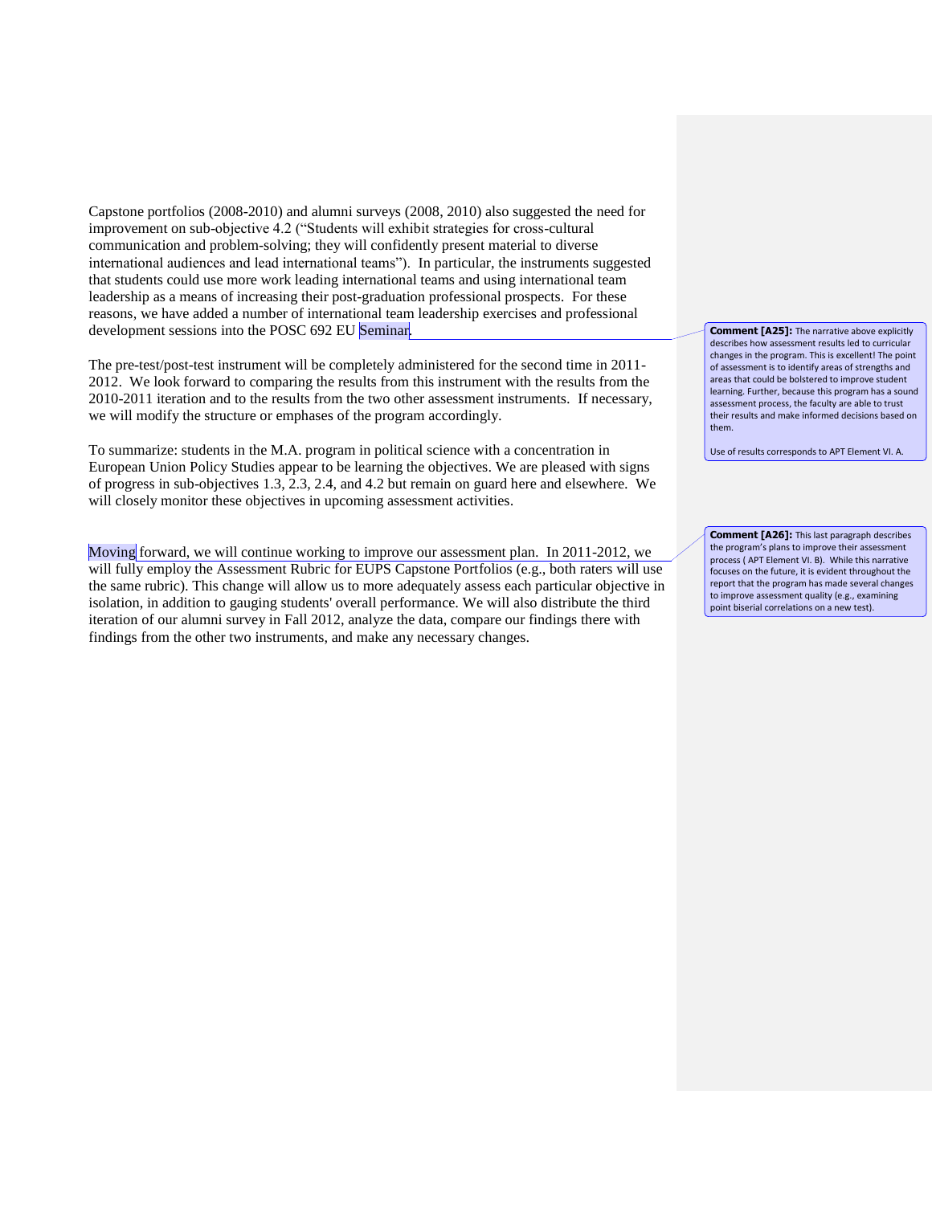Capstone portfolios (2008-2010) and alumni surveys (2008, 2010) also suggested the need for improvement on sub-objective 4.2 ("Students will exhibit strategies for cross-cultural communication and problem-solving; they will confidently present material to diverse international audiences and lead international teams"). In particular, the instruments suggested that students could use more work leading international teams and using international team leadership as a means of increasing their post-graduation professional prospects. For these reasons, we have added a number of international team leadership exercises and professional development sessions into the POSC 692 EU Seminar.

The pre-test/post-test instrument will be completely administered for the second time in 2011-2012. We look forward to comparing the results from this instrument with the results from the 2010-2011 iteration and to the results from the two other assessment instruments. If necessary, we will modify the structure or emphases of the program accordingly.

To summarize: students in the M.A. program in political science with a concentration in European Union Policy Studies appear to be learning the objectives. We are pleased with signs of progress in sub-objectives 1.3, 2.3, 2.4, and 4.2 but remain on guard here and elsewhere. We will closely monitor these objectives in upcoming assessment activities.

Moving forward, we will continue working to improve our assessment plan. In 2011-2012, we will fully employ the Assessment Rubric for EUPS Capstone Portfolios (e.g., both raters will use the same rubric). This change will allow us to more adequately assess each particular objective in isolation, in addition to gauging students' overall performance. We will also distribute the third iteration of our alumni survey in Fall 2012, analyze the data, compare our findings there with findings from the other two instruments, and make any necessary changes.

**Comment [A25]:** The narrative above explicitly describes how assessment results led to curricular changes in the program. This is excellent! The point of assessment is to identify areas of strengths and areas that could be bolstered to improve student learning. Further, because this program has a sound assessment process, the faculty are able to trust their results and make informed decisions based on them.

Use of results corresponds to APT Element VI. A.

**Comment [A26]:** This last paragraph describes the program's plans to improve their assessment process ( APT Element VI. B). While this narrative focuses on the future, it is evident throughout the report that the program has made several changes to improve assessment quality (e.g., examining point biserial correlations on a new test).